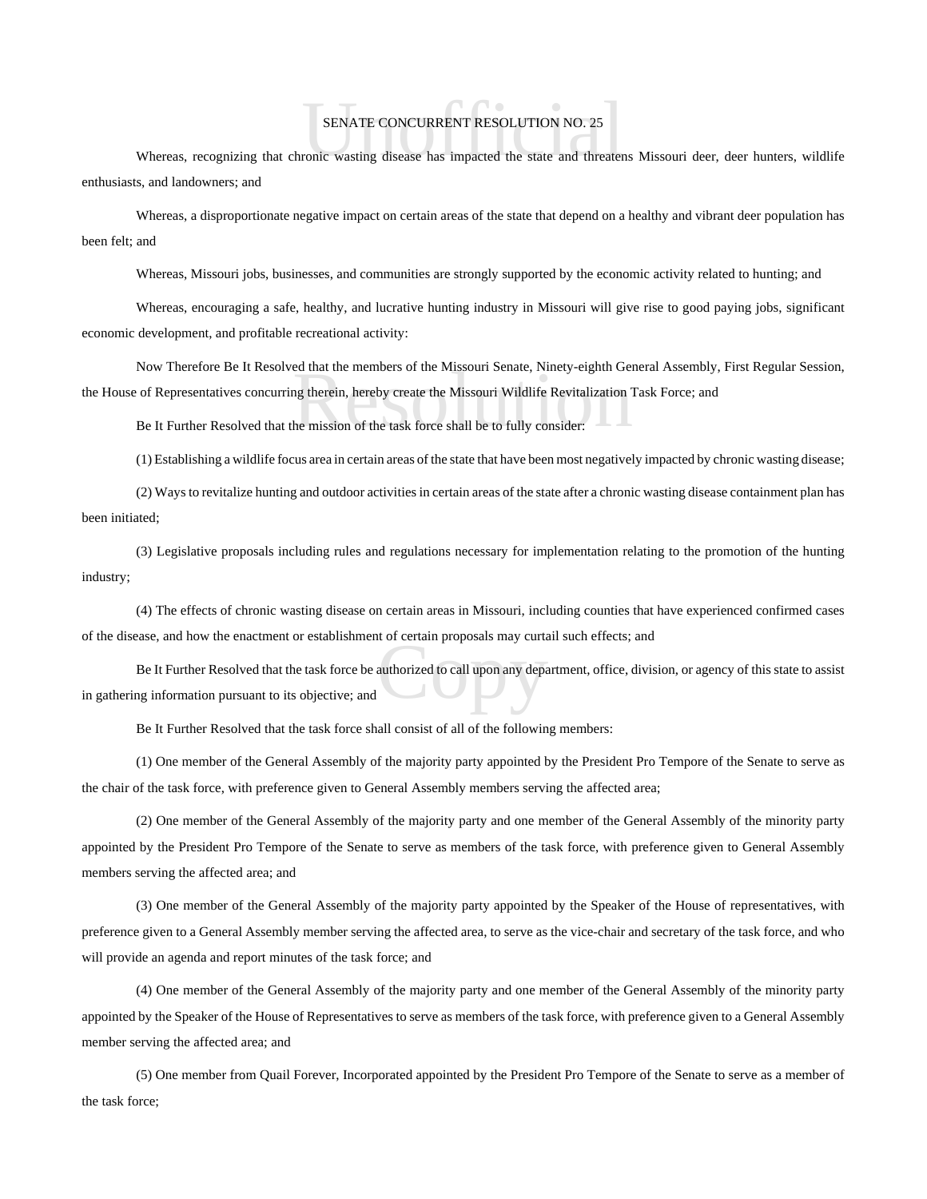# SENATE CONCURRENT RESOLUTION NO. 25

Whereas, recognizing that chronic wasting disease has impacted the state and threatens Missouri deer, deer hunters, wildlife enthusiasts, and landowners; and

Whereas, a disproportionate negative impact on certain areas of the state that depend on a healthy and vibrant deer population has been felt; and

Whereas, Missouri jobs, businesses, and communities are strongly supported by the economic activity related to hunting; and

Whereas, encouraging a safe, healthy, and lucrative hunting industry in Missouri will give rise to good paying jobs, significant economic development, and profitable recreational activity:

Now Therefore Be It Resolved that the members of the Missouri Senate, Ninety-eighth General Assembly, First Regular Session, the House of Representatives concurring therein, hereby create the Missouri Wildlife Revitalization Task Force; and

Be It Further Resolved that the mission of the task force shall be to fully consider:

(1) Establishing a wildlife focus area in certain areas of the state that have been most negatively impacted by chronic wasting disease;

(2) Ways to revitalize hunting and outdoor activities in certain areas of the state after a chronic wasting disease containment plan has been initiated;

(3) Legislative proposals including rules and regulations necessary for implementation relating to the promotion of the hunting industry;

(4) The effects of chronic wasting disease on certain areas in Missouri, including counties that have experienced confirmed cases of the disease, and how the enactment or establishment of certain proposals may curtail such effects; and

Be It Further Resolved that the task force be authorized to call upon any department, office, division, or agency of this state to assist in gathering information pursuant to its objective; and

Be It Further Resolved that the task force shall consist of all of the following members:

(1) One member of the General Assembly of the majority party appointed by the President Pro Tempore of the Senate to serve as the chair of the task force, with preference given to General Assembly members serving the affected area;

(2) One member of the General Assembly of the majority party and one member of the General Assembly of the minority party appointed by the President Pro Tempore of the Senate to serve as members of the task force, with preference given to General Assembly members serving the affected area; and

(3) One member of the General Assembly of the majority party appointed by the Speaker of the House of representatives, with preference given to a General Assembly member serving the affected area, to serve as the vice-chair and secretary of the task force, and who will provide an agenda and report minutes of the task force; and

(4) One member of the General Assembly of the majority party and one member of the General Assembly of the minority party appointed by the Speaker of the House of Representatives to serve as members of the task force, with preference given to a General Assembly member serving the affected area; and

(5) One member from Quail Forever, Incorporated appointed by the President Pro Tempore of the Senate to serve as a member of the task force;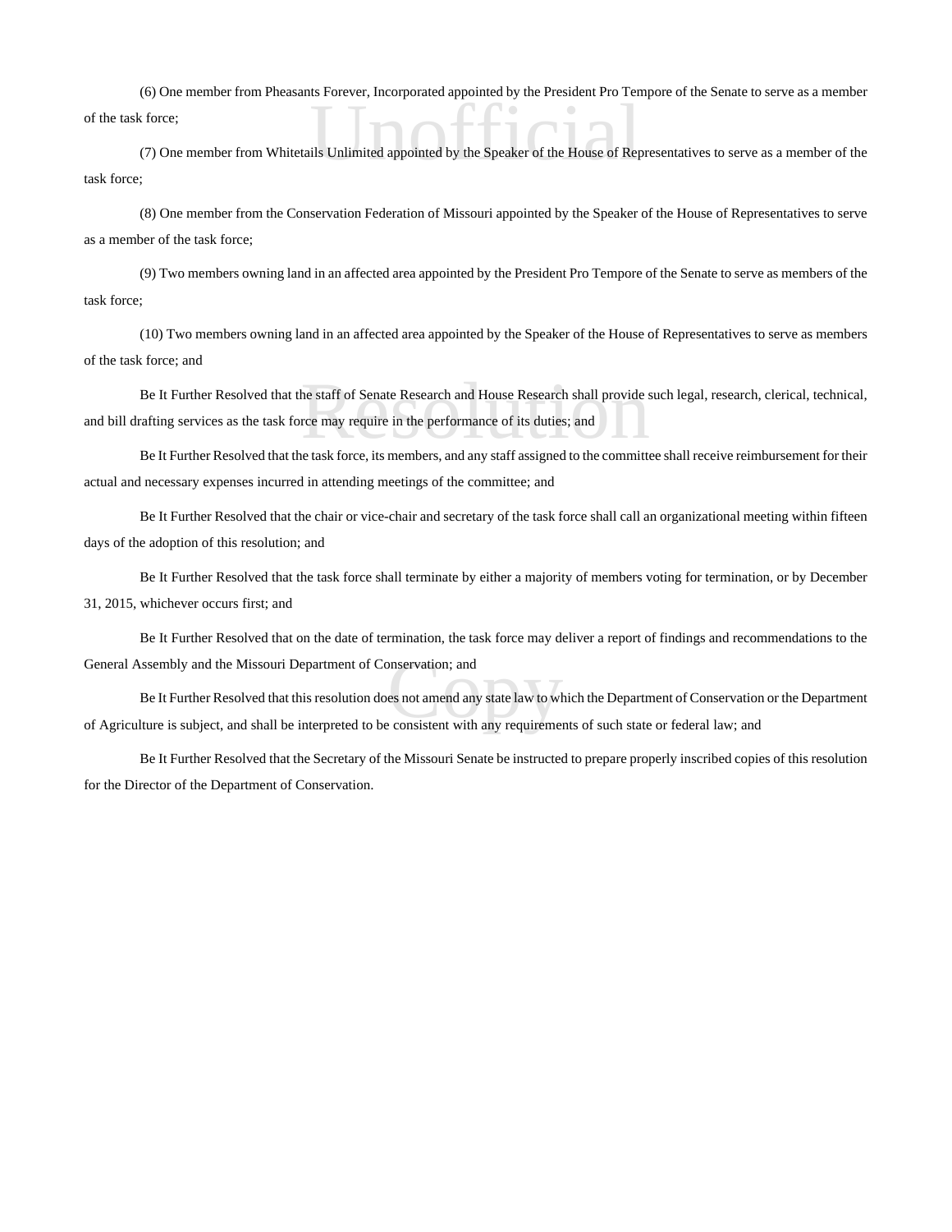(6) One member from Pheasants Forever, Incorporated appointed by the President Pro Tempore of the Senate to serve as a member of the task force;

(7) One member from Whitetails Unlimited appointed by the Speaker of the House of Representatives to serve as a member of the task force;

(8) One member from the Conservation Federation of Missouri appointed by the Speaker of the House of Representatives to serve as a member of the task force;

(9) Two members owning land in an affected area appointed by the President Pro Tempore of the Senate to serve as members of the task force;

(10) Two members owning land in an affected area appointed by the Speaker of the House of Representatives to serve as members of the task force; and

Be It Further Resolved that the staff of Senate Research and House Research shall provide such legal, research, clerical, technical, and bill drafting services as the task force may require in the performance of its duties; and

Be It Further Resolved that the task force, its members, and any staff assigned to the committee shall receive reimbursement for their actual and necessary expenses incurred in attending meetings of the committee; and

Be It Further Resolved that the chair or vice-chair and secretary of the task force shall call an organizational meeting within fifteen days of the adoption of this resolution; and

Be It Further Resolved that the task force shall terminate by either a majority of members voting for termination, or by December 31, 2015, whichever occurs first; and

Be It Further Resolved that on the date of termination, the task force may deliver a report of findings and recommendations to the General Assembly and the Missouri Department of Conservation; and

Be It Further Resolved that this resolution does not amend any state law to which the Department of Conservation or the Department of Agriculture is subject, and shall be interpreted to be consistent with any requirements of such state or federal law; and

Be It Further Resolved that the Secretary of the Missouri Senate be instructed to prepare properly inscribed copies of this resolution for the Director of the Department of Conservation.